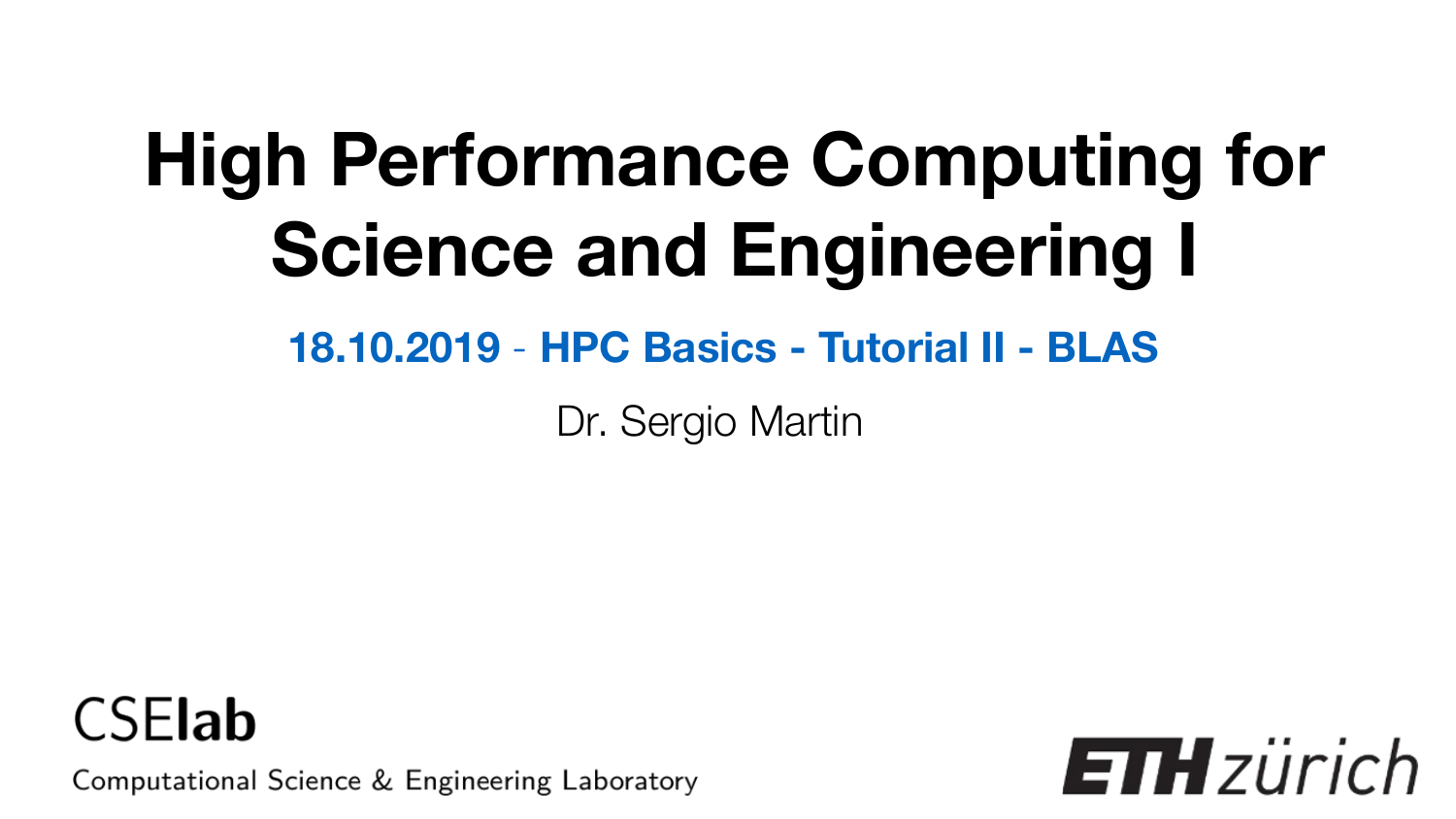# High Performance Computing for Science and Engineering I

**18.10.2019 - HPC Basics - Tutorial II - BLAS**

Dr. Sergio Martin

CSElab
Computational Science & Engineering Laboratory

ETH zürich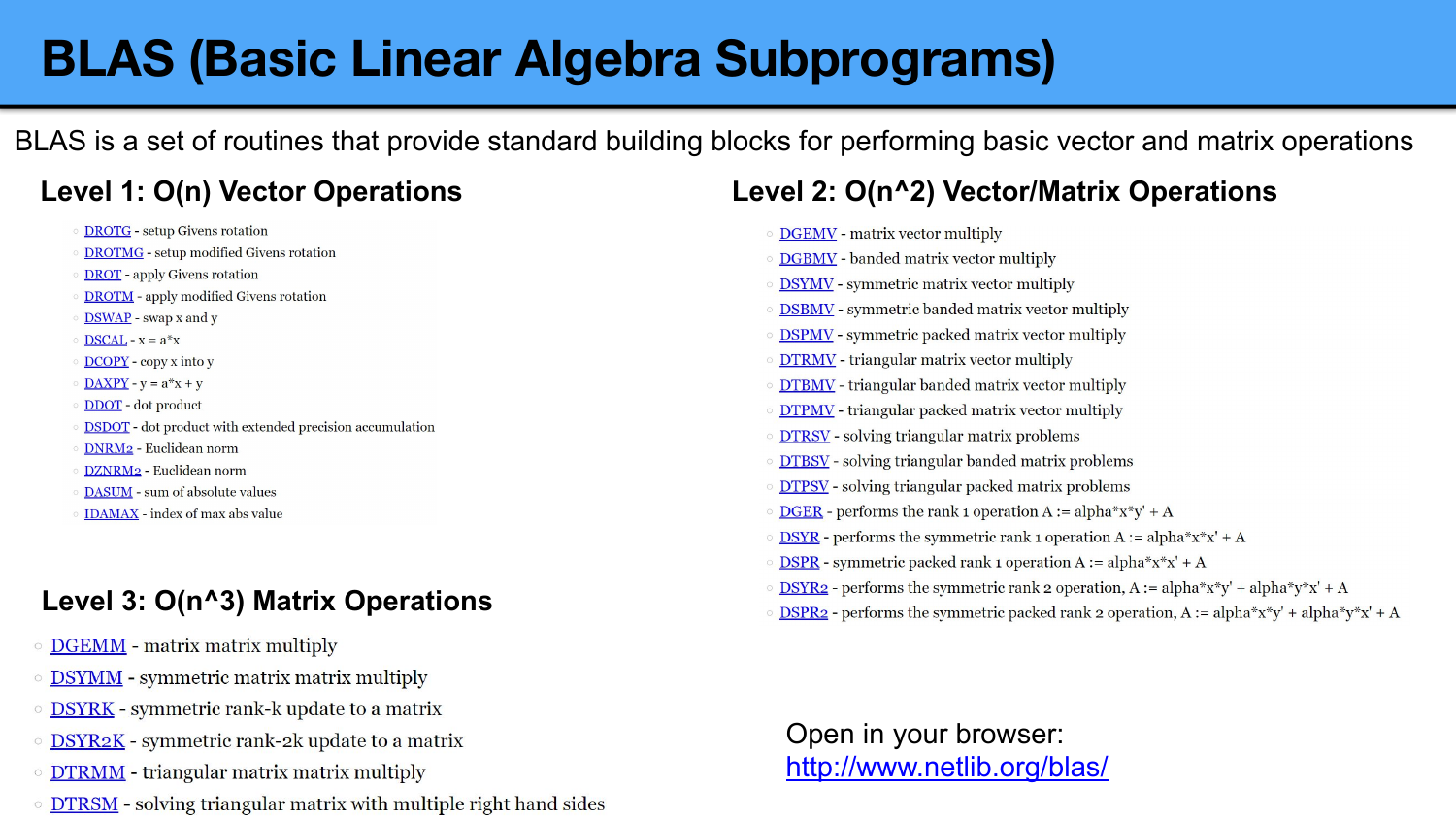# BLAS (Basic Linear Algebra Subprograms)

BLAS is a set of routines that provide standard building blocks for performing basic vector and matrix operations

## Level 1: O(n) Vector Operations

- DROTG - setup Givens rotation
- DROTMG - setup modified Givens rotation
- DROT - apply Givens rotation
- DROTM - apply modified Givens rotation
- DSWAP - swap x and y
- DSCAL - x = a*x
- DCOPY - copy x into y
- DAXPY - y = a*x + y
- DDOT - dot product
- DSDOT - dot product with extended precision accumulation
- DNRM2 - Euclidean norm
- DZNRM2 - Euclidean norm
- DASUM - sum of absolute values
- IDAMAX - index of max abs value

## Level 2: O(n^2) Vector/Matrix Operations

- DGEMV - matrix vector multiply
- DGBMV - banded matrix vector multiply
- DSYMV - symmetric matrix vector multiply
- DSBMV - symmetric banded matrix vector multiply
- DSPMV - symmetric packed matrix vector multiply
- DTRMV - triangular matrix vector multiply
- DTBMV - triangular banded matrix vector multiply
- DTPMV - triangular packed matrix vector multiply
- DTRSV - solving triangular matrix problems
- DTBSV - solving triangular banded matrix problems
- DTPSV - solving triangular packed matrix problems
- DGER - performs the rank 1 operation A := alpha*x*y' + A
- DSYR - performs the symmetric rank 1 operation A := alpha*x*x' + A
- DSPR - symmetric packed rank 1 operation A := alpha*x*x' + A
- DSYR2 - performs the symmetric rank 2 operation, A := alpha*x*y' + alpha*y*x' + A
- DSPR2 - performs the symmetric packed rank 2 operation, A := alpha*x*y' + alpha*y*x' + A

## Level 3: O(n^3) Matrix Operations

- DGEMM - matrix matrix multiply
- DSYMM - symmetric matrix matrix multiply
- DSYRK - symmetric rank-k update to a matrix
- DSYR2K - symmetric rank-2k update to a matrix
- DTRMM - triangular matrix matrix multiply
- DTRSM - solving triangular matrix with multiple right hand sides

Open in your browser:
http://www.netlib.org/blas/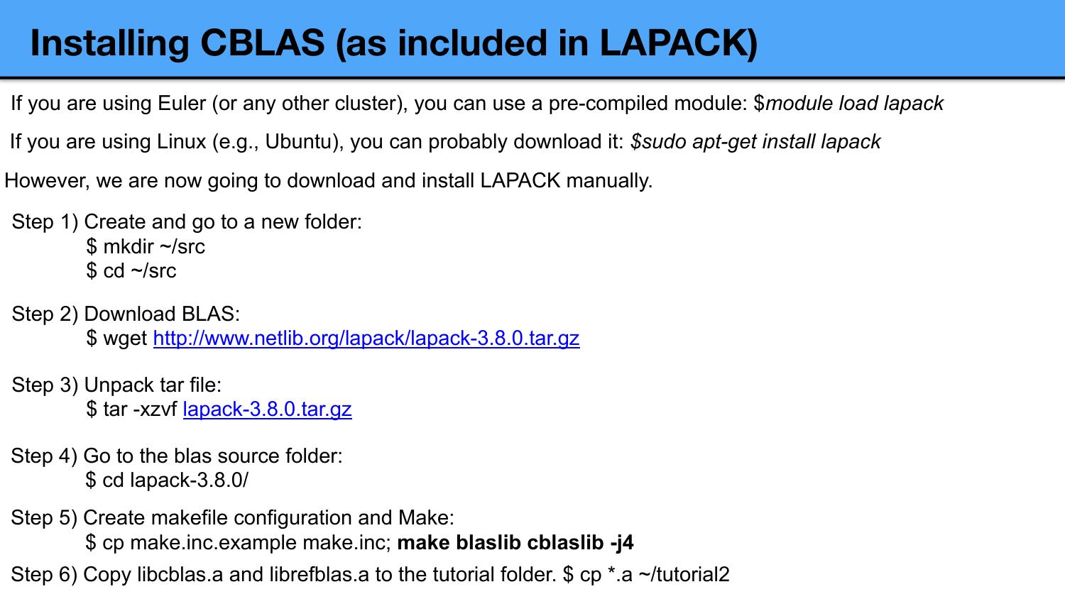# Installing CBLAS (as included in LAPACK)

If you are using Euler (or any other cluster), you can use a pre-compiled module: $*module load lapack*

If you are using Linux (e.g., Ubuntu), you can probably download it: *$sudo apt-get install lapack*

However, we are now going to download and install LAPACK manually.

Step 1) Create and go to a new folder:

```
$ mkdir ~/src
$ cd ~/src
```

Step 2) Download BLAS:

```
$ wget http://www.netlib.org/lapack/lapack-3.8.0.tar.gz
```

Step 3) Unpack tar file:

```
$ tar -xzvf lapack-3.8.0.tar.gz
```

Step 4) Go to the blas source folder:

```
$ cd lapack-3.8.0/
```

Step 5) Create makefile configuration and Make:

$ cp make.inc.example make.inc; **make blaslib cblaslib -j4**

Step 6) Copy libcblas.a and librefblas.a to the tutorial folder. $ cp *.a ~/tutorial2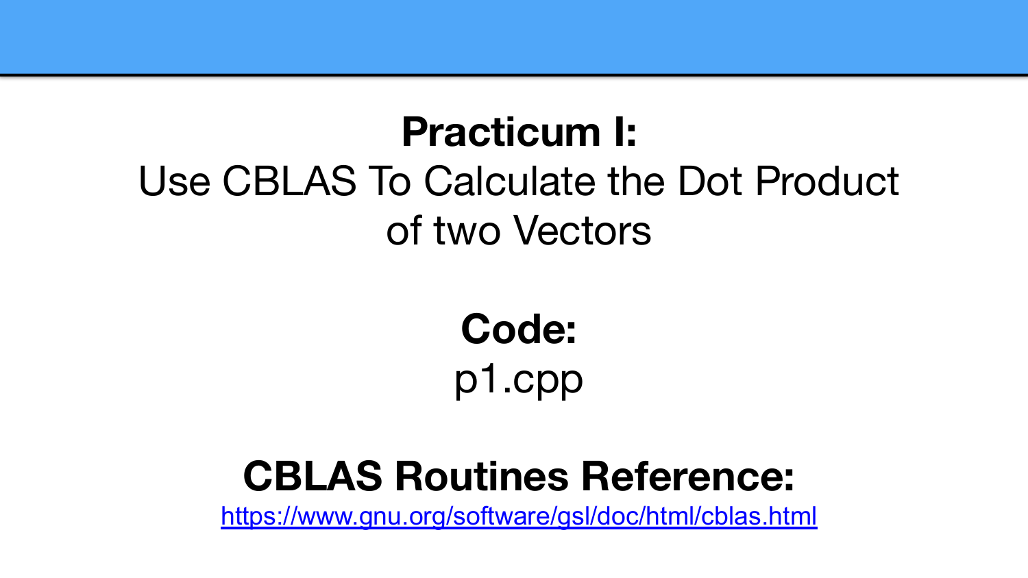**Practicum I:**

Use CBLAS To Calculate the Dot Product of two Vectors

**Code:**

p1.cpp

**CBLAS Routines Reference:**

[https://www.gnu.org/software/gsl/doc/html/cblas.html](https://www.gnu.org/software/gsl/doc/html/cblas.html)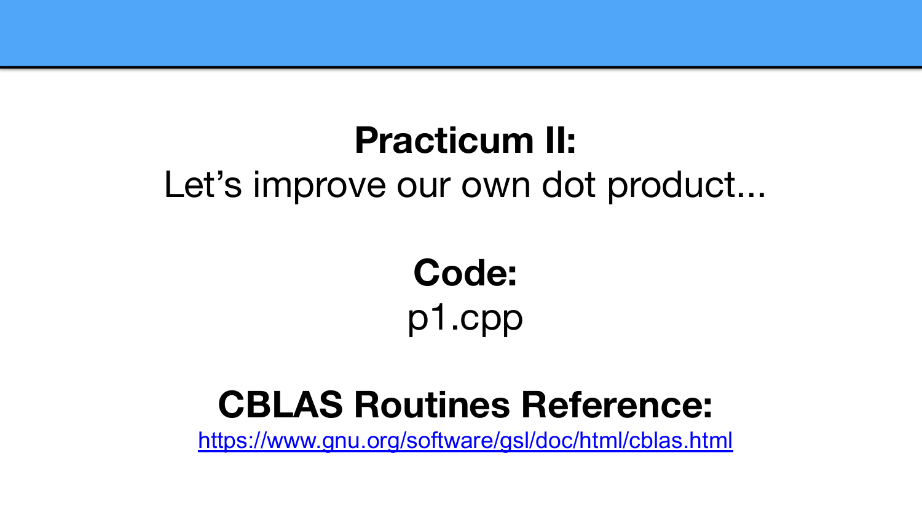**Practicum II:**

Let's improve our own dot product...

**Code:**

p1.cpp

**CBLAS Routines Reference:**

https://www.gnu.org/software/gsl/doc/html/cblas.html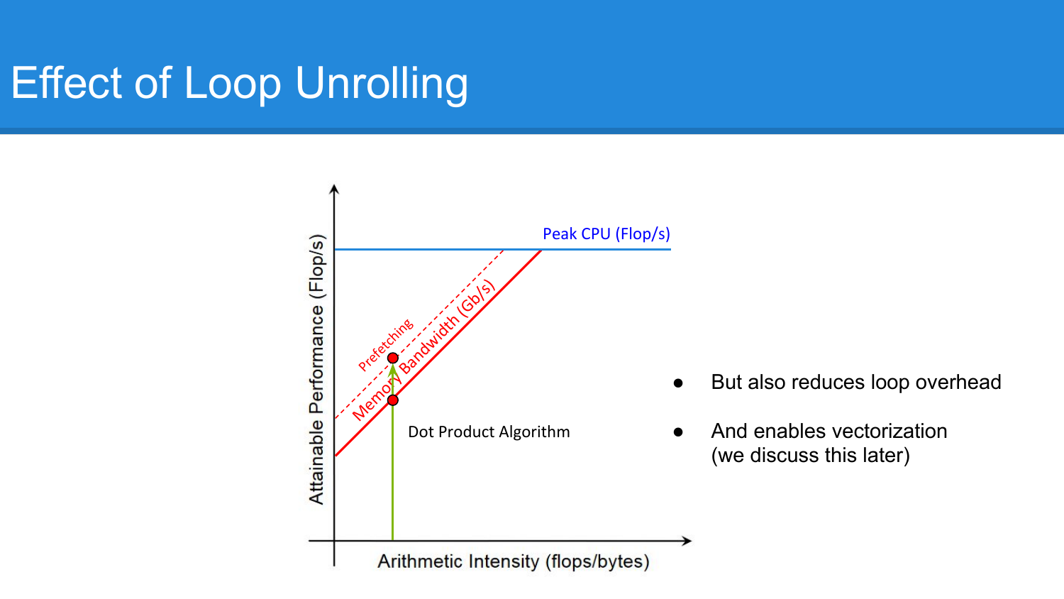# Effect of Loop Unrolling

- But also reduces loop overhead
- And enables vectorization (we discuss this later)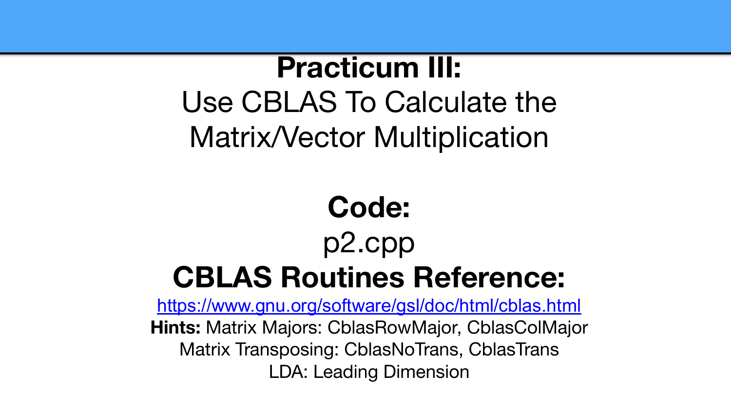# **Practicum III:**

Use CBLAS To Calculate the Matrix/Vector Multiplication

## **Code:**

p2.cpp

## **CBLAS Routines Reference:**

https://www.gnu.org/software/gsl/doc/html/cblas.html

**Hints:** Matrix Majors: CblasRowMajor, CblasColMajor

Matrix Transposing: CblasNoTrans, CblasTrans

LDA: Leading Dimension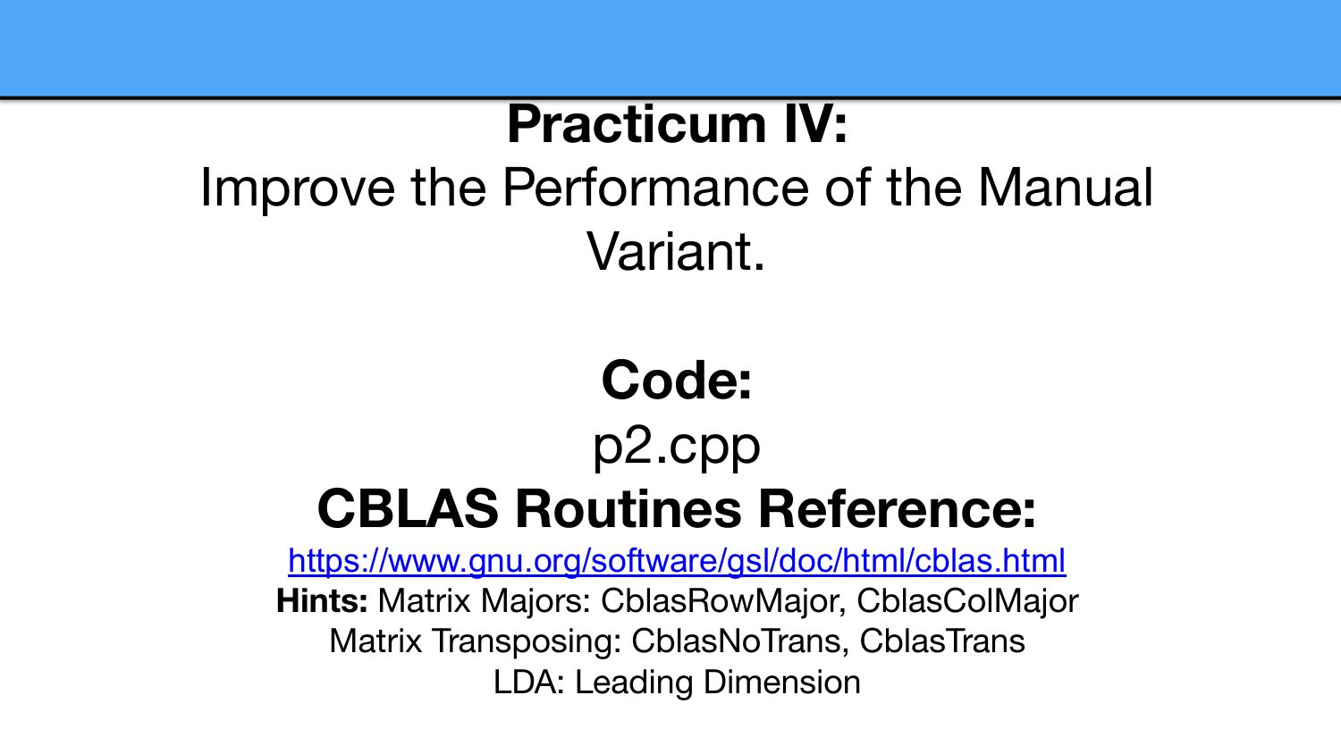**Practicum IV:**

Improve the Performance of the Manual Variant.

**Code:**

p2.cpp

**CBLAS Routines Reference:**

https://www.gnu.org/software/gsl/doc/html/cblas.html

**Hints:** Matrix Majors: CblasRowMajor, CblasColMajor

Matrix Transposing: CblasNoTrans, CblasTrans

LDA: Leading Dimension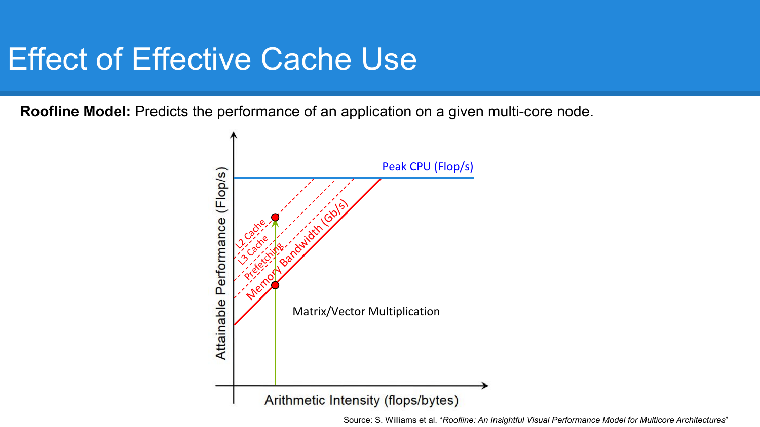# Effect of Effective Cache Use

**Roofline Model:** Predicts the performance of an application on a given multi-core node.

Peak CPU (Flop/s)

L2 Cache

L3 Cache

Prefetching

Memory Bandwidth (Gb/s)

Matrix/Vector Multiplication

Attainable Performance (Flop/s)

Arithmetic Intensity (flops/bytes)

Source: S. Williams et al. "*Roofline: An Insightful Visual Performance Model for Multicore Architectures*"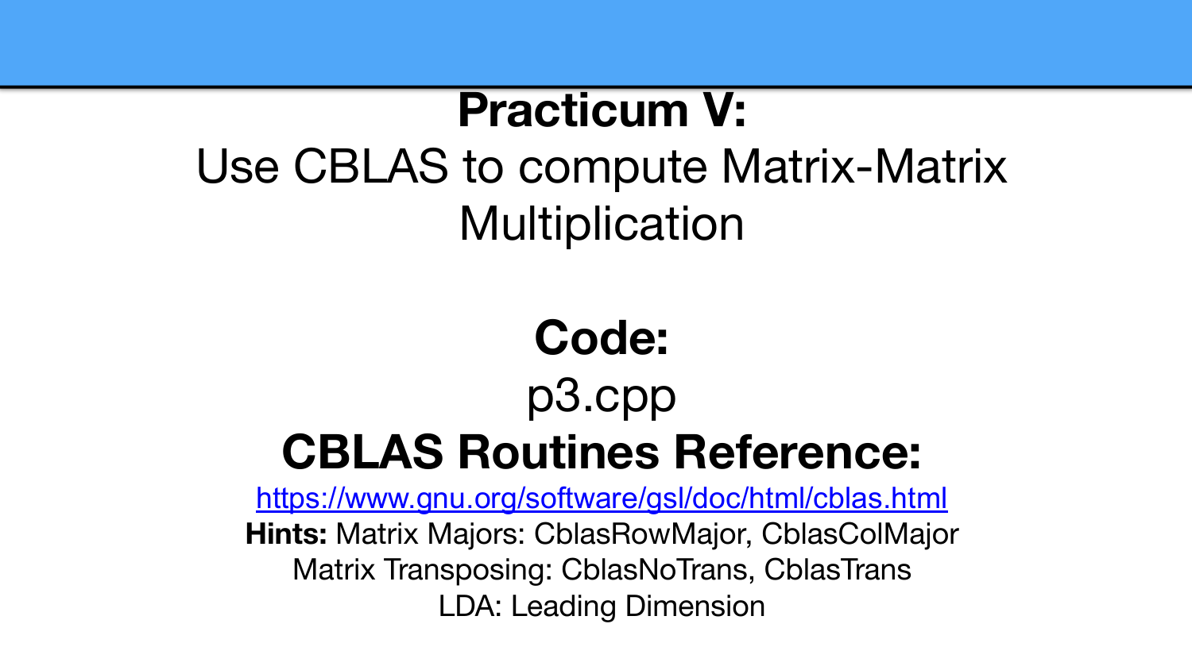# Practicum V:

Use CBLAS to compute Matrix-Matrix Multiplication

## Code:

p3.cpp

## CBLAS Routines Reference:

https://www.gnu.org/software/gsl/doc/html/cblas.html

**Hints:** Matrix Majors: CblasRowMajor, CblasColMajor

Matrix Transposing: CblasNoTrans, CblasTrans

LDA: Leading Dimension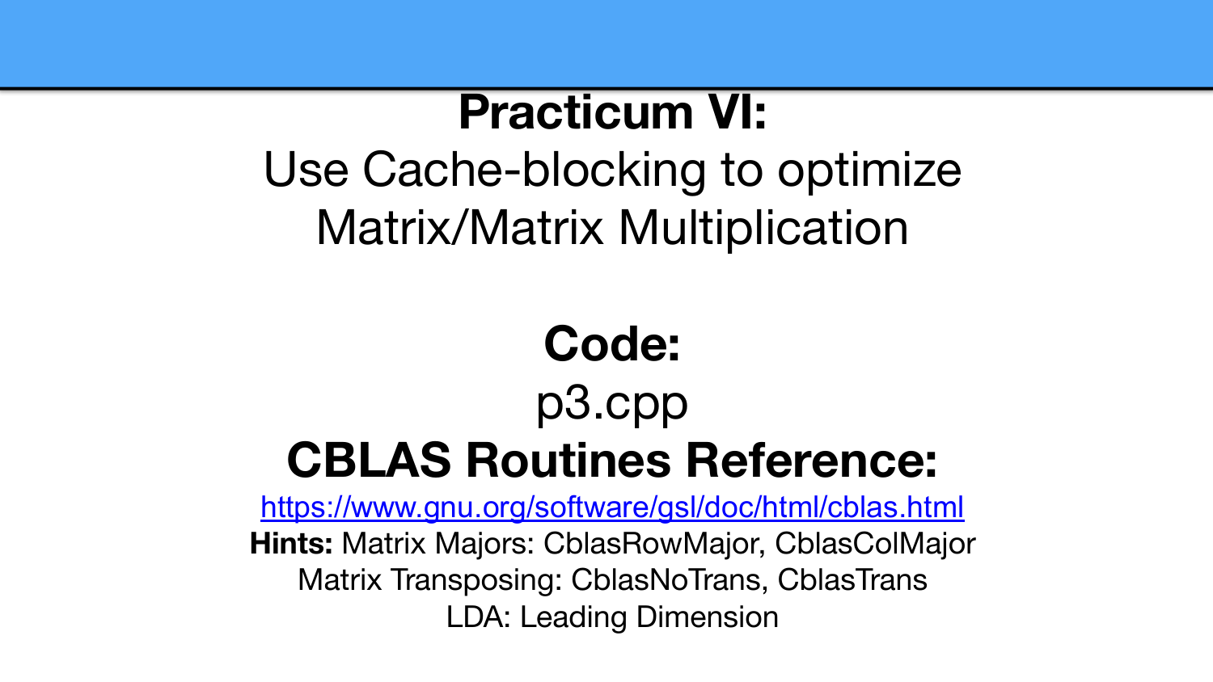# Practicum VI:

Use Cache-blocking to optimize Matrix/Matrix Multiplication

## Code:

p3.cpp

## CBLAS Routines Reference:

https://www.gnu.org/software/gsl/doc/html/cblas.html

**Hints:** Matrix Majors: CblasRowMajor, CblasColMajor

Matrix Transposing: CblasNoTrans, CblasTrans

LDA: Leading Dimension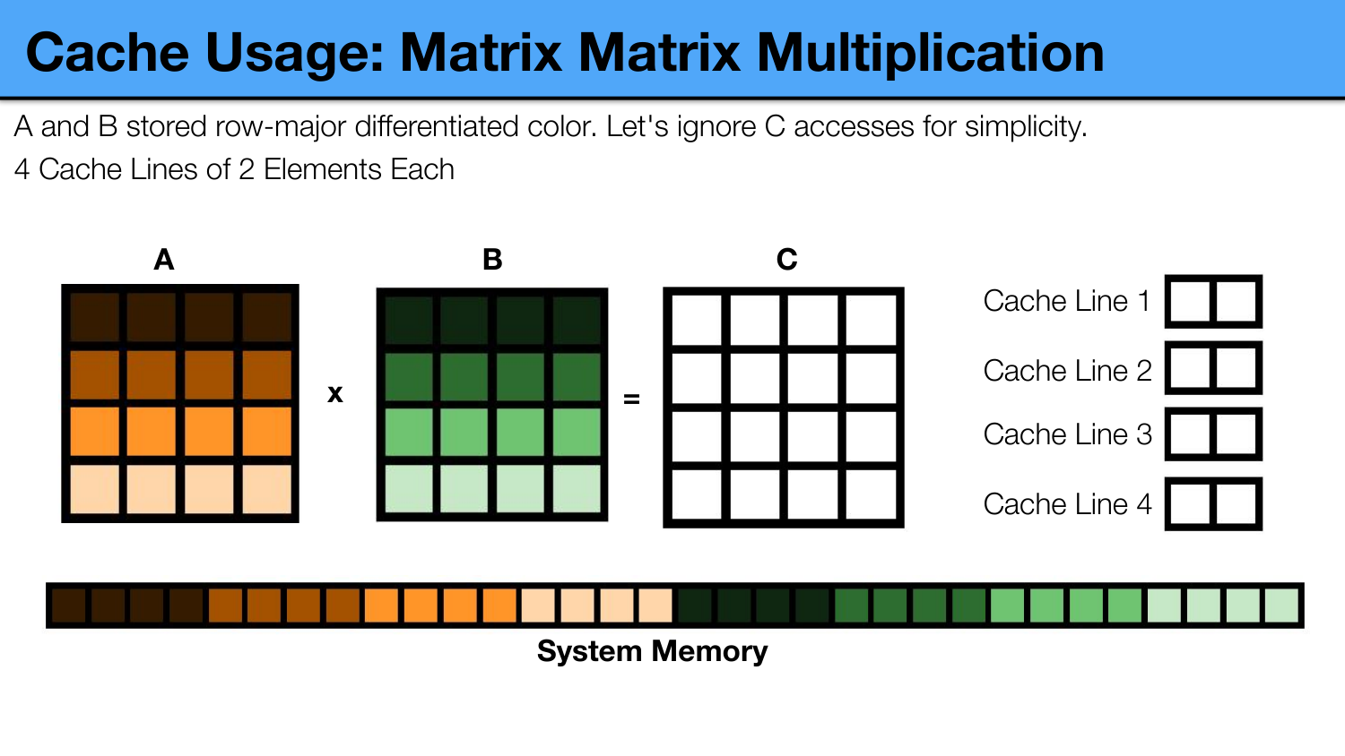# Cache Usage: Matrix Matrix Multiplication

A and B stored row-major differentiated color. Let's ignore C accesses for simplicity.

4 Cache Lines of 2 Elements Each

**A** x **B** = **C**

Cache Line 1

Cache Line 2

Cache Line 3

Cache Line 4

**System Memory**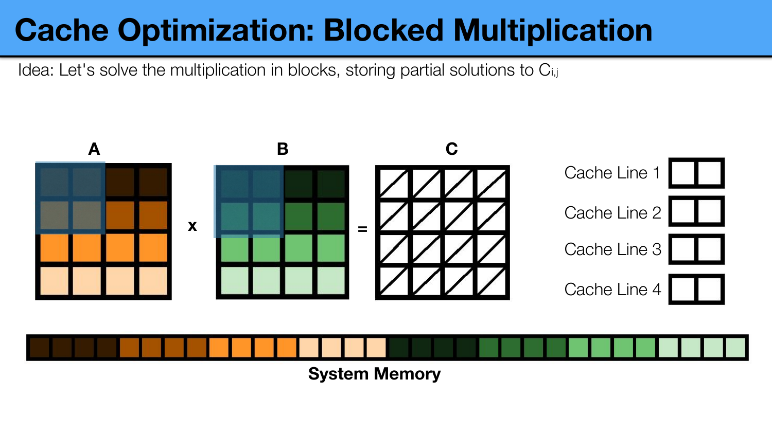# Cache Optimization: Blocked Multiplication

Idea: Let's solve the multiplication in blocks, storing partial solutions to $C_{i,j}$

A x B = C

Cache Line 1

Cache Line 2

Cache Line 3

Cache Line 4

System Memory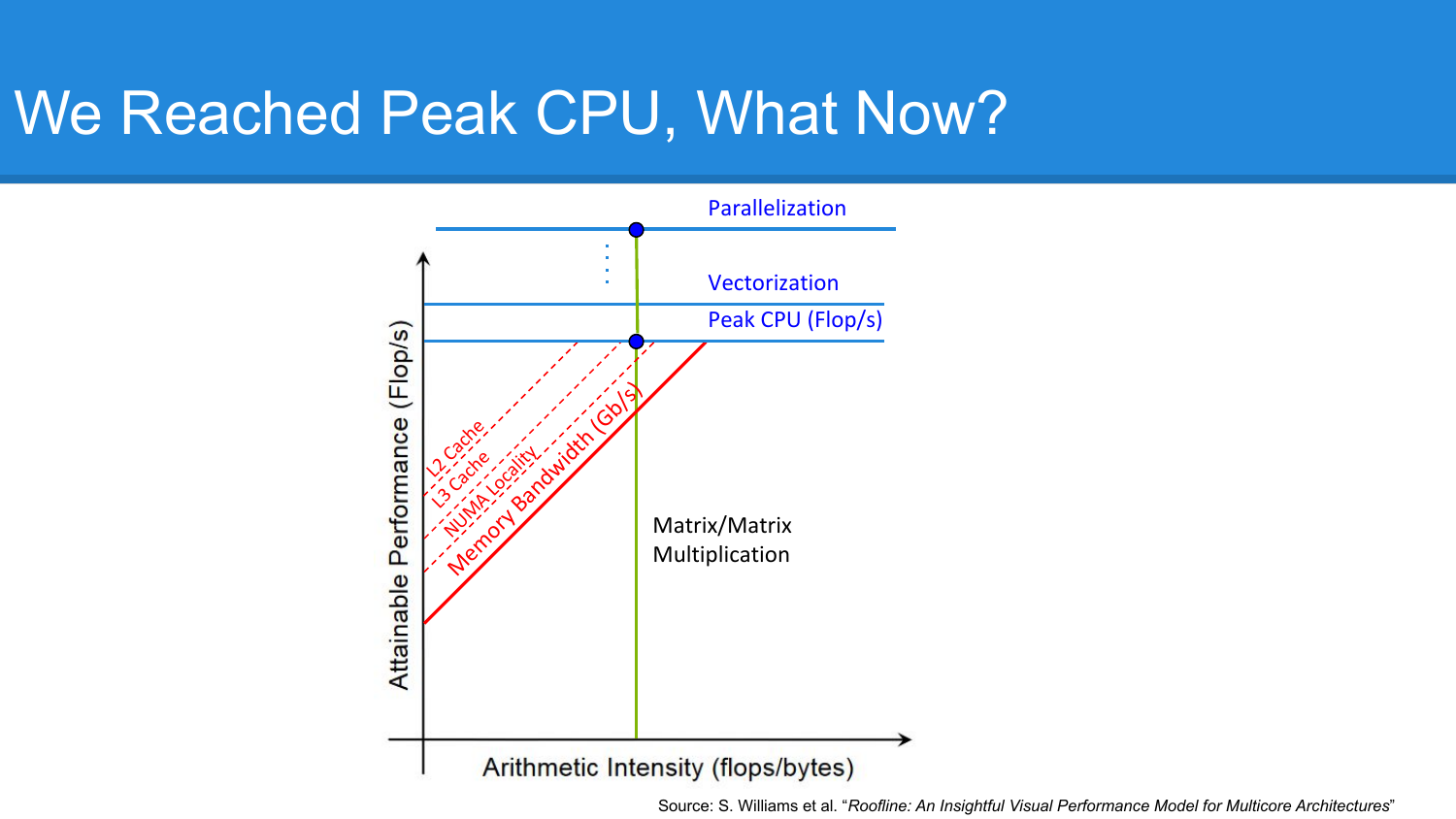# We Reached Peak CPU, What Now?

Parallelization

Vectorization

Peak CPU (Flop/s)

L2 Cache

L3 Cache

NUMA Locality

Memory Bandwidth (Gb/s)

Matrix/Matrix Multiplication

Attainable Performance (Flop/s)

Arithmetic Intensity (flops/bytes)

Source: S. Williams et al. "*Roofline: An Insightful Visual Performance Model for Multicore Architectures*"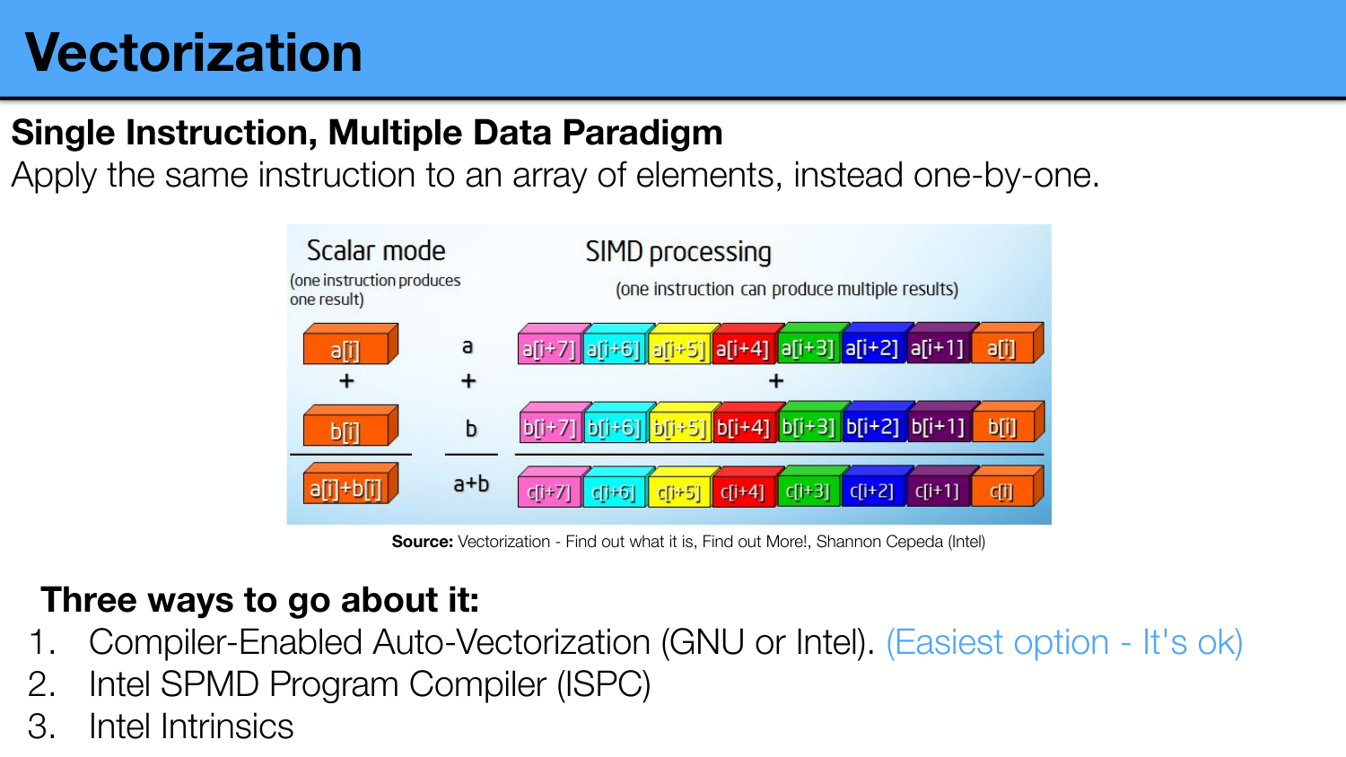# Vectorization

**Single Instruction, Multiple Data Paradigm**

Apply the same instruction to an array of elements, instead one-by-one.

**Source:** Vectorization - Find out what it is, Find out More!, Shannon Cepeda (Intel)

**Three ways to go about it:**

1. Compiler-Enabled Auto-Vectorization (GNU or Intel). (Easiest option - It's ok)
2. Intel SPMD Program Compiler (ISPC)
3. Intel Intrinsics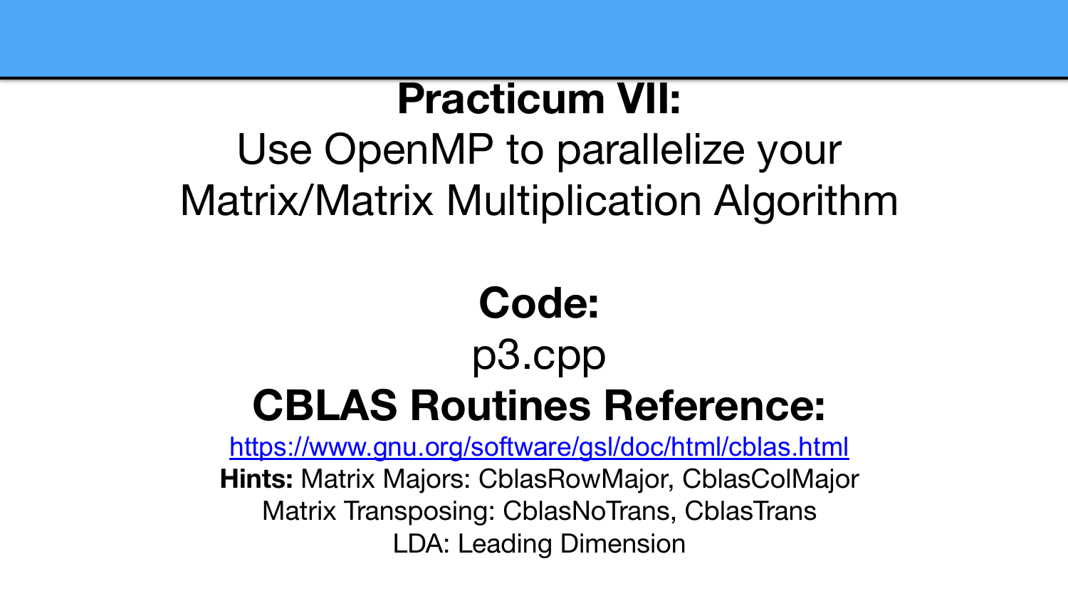# Practicum VII:

Use OpenMP to parallelize your Matrix/Matrix Multiplication Algorithm

## Code:

p3.cpp

## CBLAS Routines Reference:

https://www.gnu.org/software/gsl/doc/html/cblas.html

**Hints:** Matrix Majors: CblasRowMajor, CblasColMajor

Matrix Transposing: CblasNoTrans, CblasTrans

LDA: Leading Dimension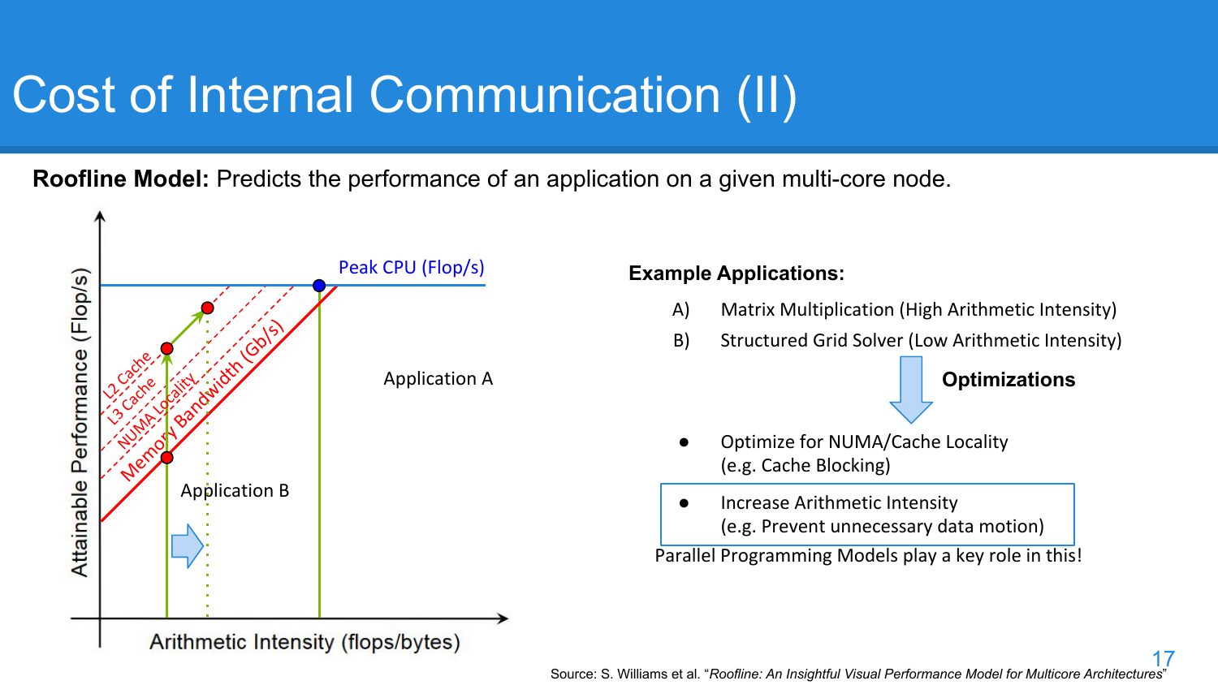# Cost of Internal Communication (II)

**Roofline Model:** Predicts the performance of an application on a given multi-core node.

Attainable Performance (Flop/s)

Peak CPU (Flop/s)

L2 Cache

L3 Cache

NUMA Locality

Memory Bandwidth (Gb/s)

Application A

Application B

Arithmetic Intensity (flops/bytes)

**Example Applications:**

A) Matrix Multiplication (High Arithmetic Intensity)

B) Structured Grid Solver (Low Arithmetic Intensity)

**Optimizations**

- Optimize for NUMA/Cache Locality
  (e.g. Cache Blocking)
- Increase Arithmetic Intensity
  (e.g. Prevent unnecessary data motion)

Parallel Programming Models play a key role in this!

Source: S. Williams et al. "*Roofline: An Insightful Visual Performance Model for Multicore Architectures*"